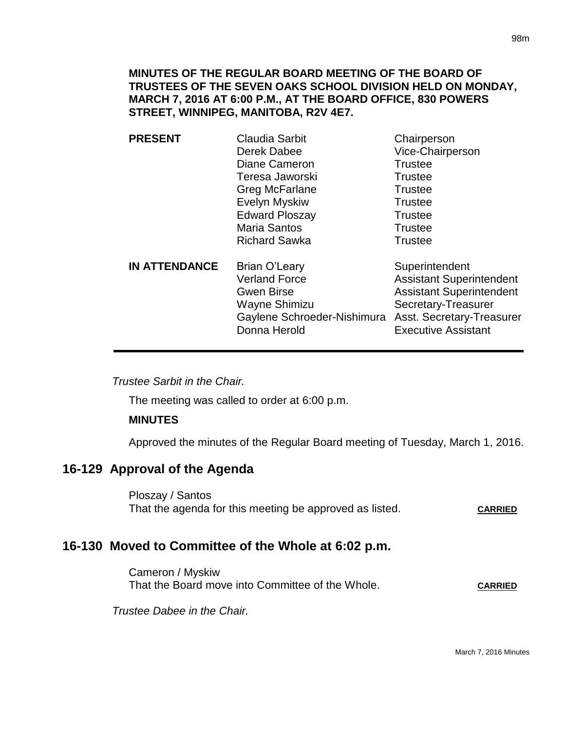**MINUTES OF THE REGULAR BOARD MEETING OF THE BOARD OF TRUSTEES OF THE SEVEN OAKS SCHOOL DIVISION HELD ON MONDAY, MARCH 7, 2016 AT 6:00 P.M., AT THE BOARD OFFICE, 830 POWERS STREET, WINNIPEG, MANITOBA, R2V 4E7.**

| | | |
|---|---|---|
| **PRESENT** | Claudia Sarbit | Chairperson |
| | Derek Dabee | Vice-Chairperson |
| | Diane Cameron | Trustee |
| | Teresa Jaworski | Trustee |
| | Greg McFarlane | Trustee |
| | Evelyn Myskiw | Trustee |
| | Edward Ploszay | Trustee |
| | Maria Santos | Trustee |
| | Richard Sawka | Trustee |
| **IN ATTENDANCE** | Brian O'Leary | Superintendent |
| | Verland Force | Assistant Superintendent |
| | Gwen Birse | Assistant Superintendent |
| | Wayne Shimizu | Secretary-Treasurer |
| | Gaylene Schroeder-Nishimura | Asst. Secretary-Treasurer |
| | Donna Herold | Executive Assistant |

---

*Trustee Sarbit in the Chair.*

The meeting was called to order at 6:00 p.m.

**MINUTES**

Approved the minutes of the Regular Board meeting of Tuesday, March 1, 2016.

## 16-129 Approval of the Agenda

Ploszay / Santos
That the agenda for this meeting be approved as listed. **CARRIED**

## 16-130 Moved to Committee of the Whole at 6:02 p.m.

Cameron / Myskiw
That the Board move into Committee of the Whole. **CARRIED**

*Trustee Dabee in the Chair.*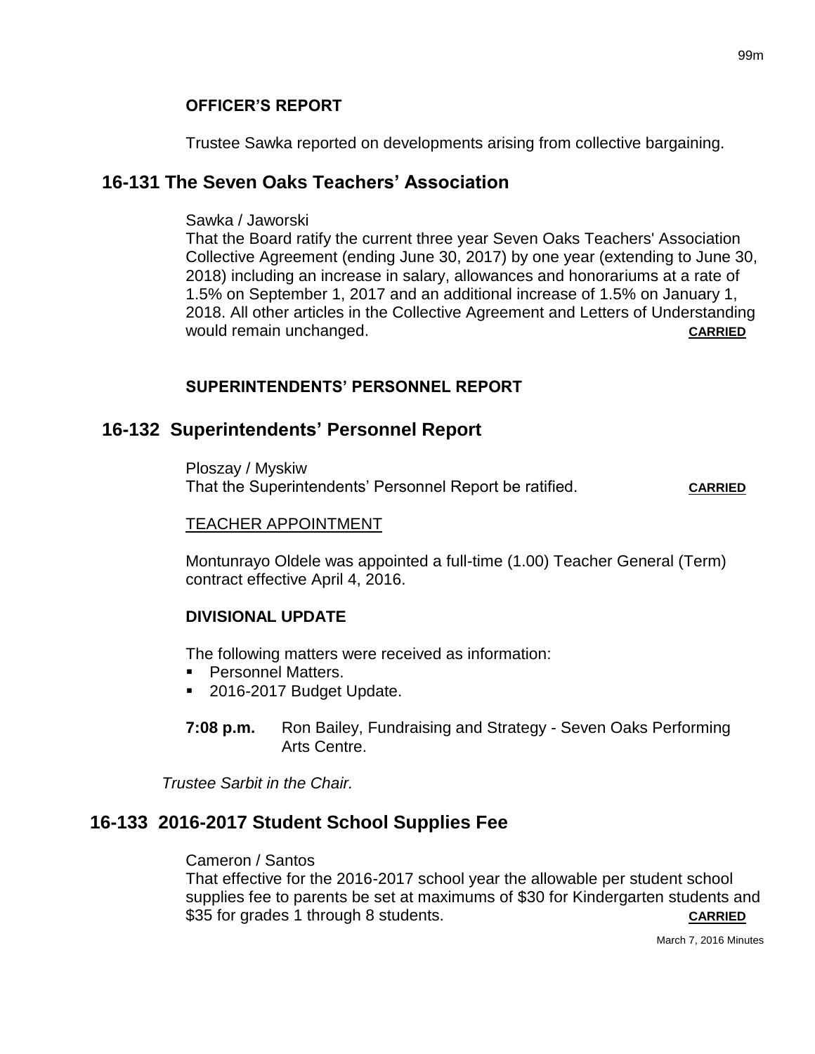**OFFICER'S REPORT**

Trustee Sawka reported on developments arising from collective bargaining.

## 16-131 The Seven Oaks Teachers' Association

Sawka / Jaworski
That the Board ratify the current three year Seven Oaks Teachers' Association Collective Agreement (ending June 30, 2017) by one year (extending to June 30, 2018) including an increase in salary, allowances and honorariums at a rate of 1.5% on September 1, 2017 and an additional increase of 1.5% on January 1, 2018. All other articles in the Collective Agreement and Letters of Understanding would remain unchanged. **CARRIED**

**SUPERINTENDENTS' PERSONNEL REPORT**

## 16-132 Superintendents' Personnel Report

Ploszay / Myskiw
That the Superintendents' Personnel Report be ratified. **CARRIED**

TEACHER APPOINTMENT

Montunrayo Oldele was appointed a full-time (1.00) Teacher General (Term) contract effective April 4, 2016.

**DIVISIONAL UPDATE**

The following matters were received as information:

- Personnel Matters.
- 2016-2017 Budget Update.

**7:08 p.m.** Ron Bailey, Fundraising and Strategy - Seven Oaks Performing Arts Centre.

*Trustee Sarbit in the Chair.*

## 16-133 2016-2017 Student School Supplies Fee

Cameron / Santos
That effective for the 2016-2017 school year the allowable per student school supplies fee to parents be set at maximums of $30 for Kindergarten students and $35 for grades 1 through 8 students. **CARRIED**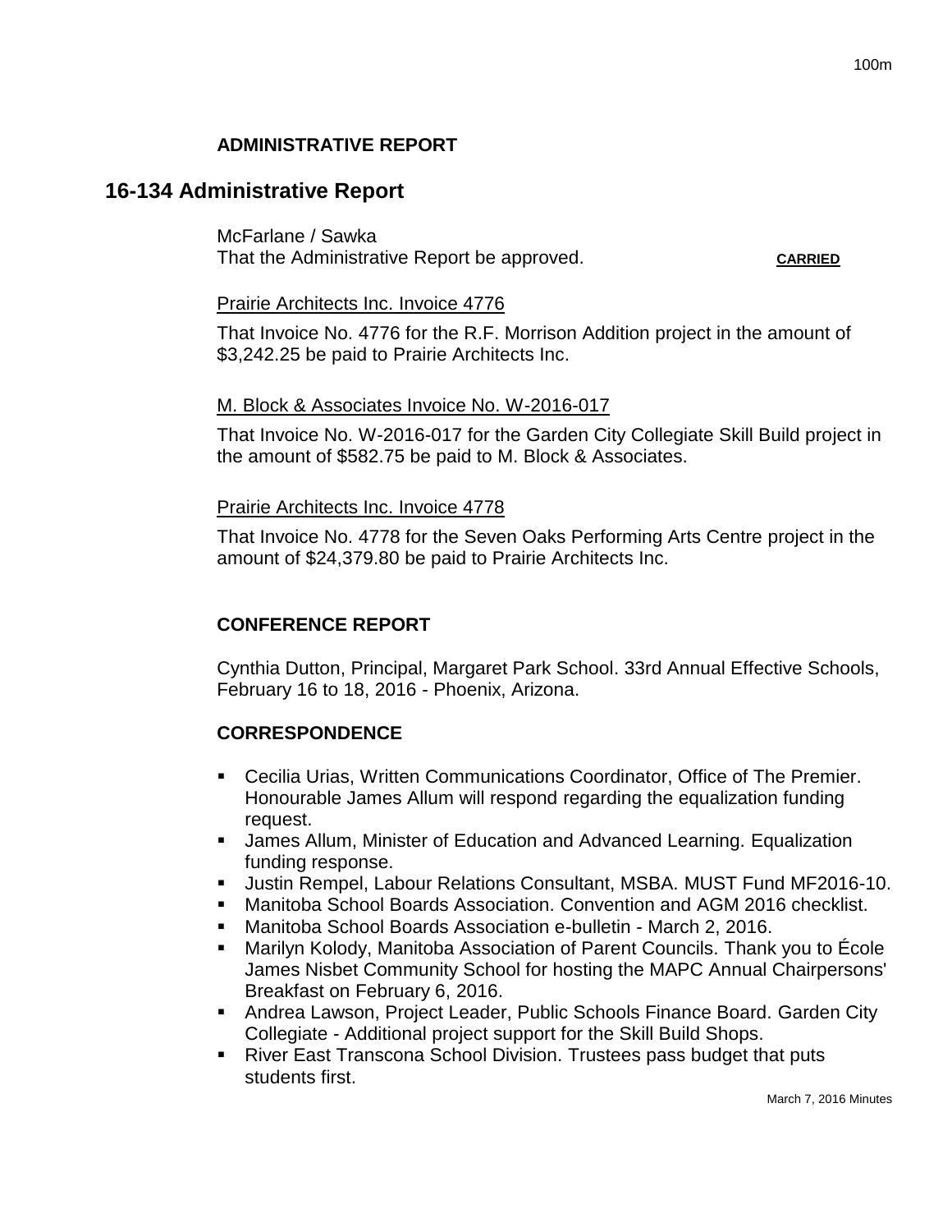## ADMINISTRATIVE REPORT

## 16-134 Administrative Report

McFarlane / Sawka
That the Administrative Report be approved. **CARRIED**

Prairie Architects Inc. Invoice 4776

That Invoice No. 4776 for the R.F. Morrison Addition project in the amount of $3,242.25 be paid to Prairie Architects Inc.

M. Block & Associates Invoice No. W-2016-017

That Invoice No. W-2016-017 for the Garden City Collegiate Skill Build project in the amount of $582.75 be paid to M. Block & Associates.

Prairie Architects Inc. Invoice 4778

That Invoice No. 4778 for the Seven Oaks Performing Arts Centre project in the amount of $24,379.80 be paid to Prairie Architects Inc.

## CONFERENCE REPORT

Cynthia Dutton, Principal, Margaret Park School. 33rd Annual Effective Schools, February 16 to 18, 2016 - Phoenix, Arizona.

## CORRESPONDENCE

- Cecilia Urias, Written Communications Coordinator, Office of The Premier. Honourable James Allum will respond regarding the equalization funding request.
- James Allum, Minister of Education and Advanced Learning. Equalization funding response.
- Justin Rempel, Labour Relations Consultant, MSBA. MUST Fund MF2016-10.
- Manitoba School Boards Association. Convention and AGM 2016 checklist.
- Manitoba School Boards Association e-bulletin - March 2, 2016.
- Marilyn Kolody, Manitoba Association of Parent Councils. Thank you to École James Nisbet Community School for hosting the MAPC Annual Chairpersons' Breakfast on February 6, 2016.
- Andrea Lawson, Project Leader, Public Schools Finance Board. Garden City Collegiate - Additional project support for the Skill Build Shops.
- River East Transcona School Division. Trustees pass budget that puts students first.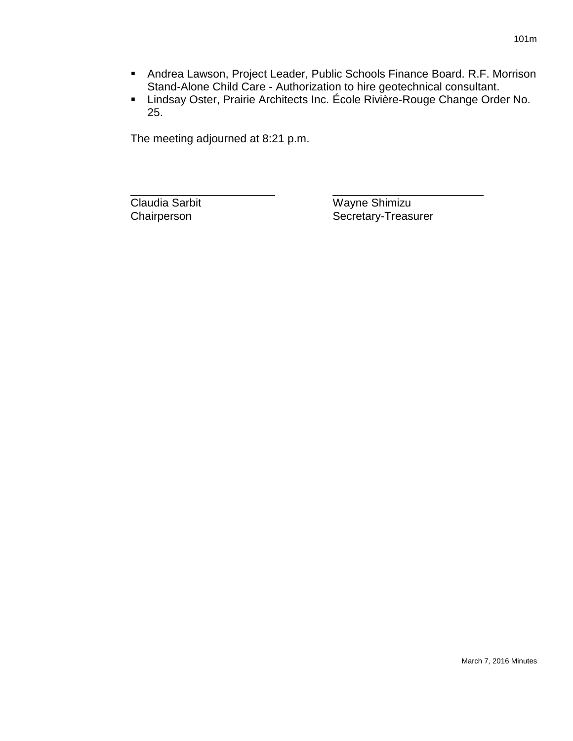- Andrea Lawson, Project Leader, Public Schools Finance Board. R.F. Morrison Stand-Alone Child Care - Authorization to hire geotechnical consultant.
- Lindsay Oster, Prairie Architects Inc. École Rivière-Rouge Change Order No. 25.

The meeting adjourned at 8:21 p.m.

| | |
|---|---|
| _______________________ | _______________________ |
| Claudia Sarbit | Wayne Shimizu |
| Chairperson | Secretary-Treasurer |